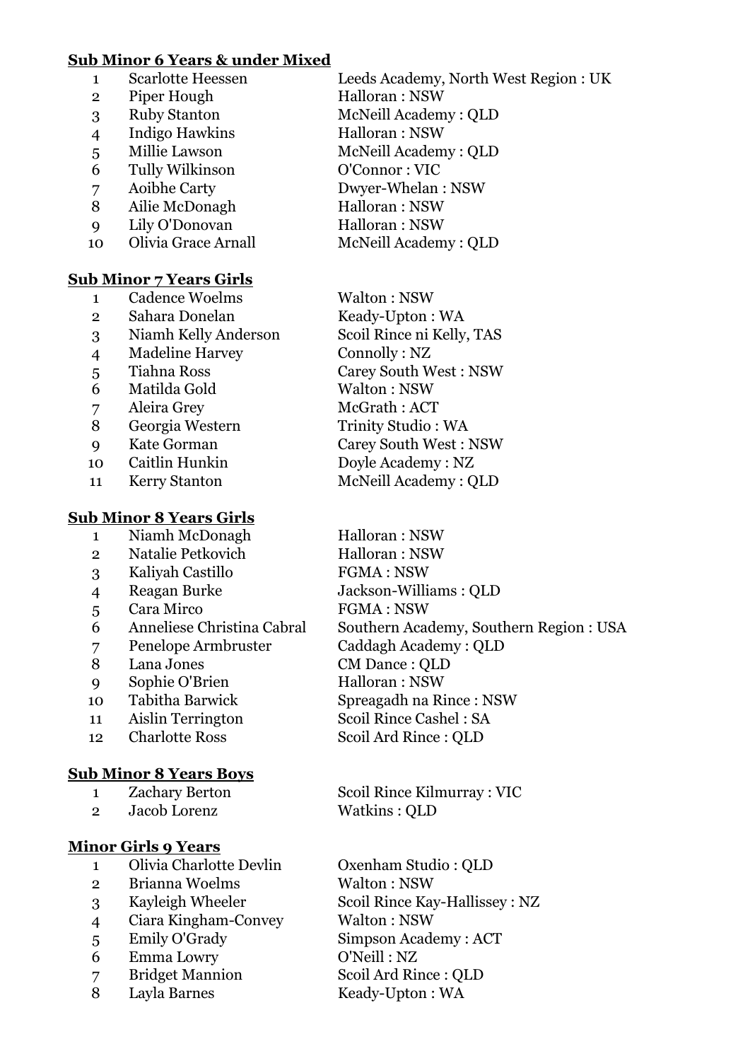**Sub Minor 6 Years & under Mixed**

| | | |
|---|---|---|
| 1 | Scarlotte Heessen | Leeds Academy, North West Region : UK |
| 2 | Piper Hough | Halloran : NSW |
| 3 | Ruby Stanton | McNeill Academy : QLD |
| 4 | Indigo Hawkins | Halloran : NSW |
| 5 | Millie Lawson | McNeill Academy : QLD |
| 6 | Tully Wilkinson | O'Connor : VIC |
| 7 | Aoibhe Carty | Dwyer-Whelan : NSW |
| 8 | Ailie McDonagh | Halloran : NSW |
| 9 | Lily O'Donovan | Halloran : NSW |
| 10 | Olivia Grace Arnall | McNeill Academy : QLD |

**Sub Minor 7 Years Girls**

| | | |
|---|---|---|
| 1 | Cadence Woelms | Walton : NSW |
| 2 | Sahara Donelan | Keady-Upton : WA |
| 3 | Niamh Kelly Anderson | Scoil Rince ni Kelly, TAS |
| 4 | Madeline Harvey | Connolly : NZ |
| 5 | Tiahna Ross | Carey South West : NSW |
| 6 | Matilda Gold | Walton : NSW |
| 7 | Aleira Grey | McGrath : ACT |
| 8 | Georgia Western | Trinity Studio : WA |
| 9 | Kate Gorman | Carey South West : NSW |
| 10 | Caitlin Hunkin | Doyle Academy : NZ |
| 11 | Kerry Stanton | McNeill Academy : QLD |

**Sub Minor 8 Years Girls**

| | | |
|---|---|---|
| 1 | Niamh McDonagh | Halloran : NSW |
| 2 | Natalie Petkovich | Halloran : NSW |
| 3 | Kaliyah Castillo | FGMA : NSW |
| 4 | Reagan Burke | Jackson-Williams : QLD |
| 5 | Cara Mirco | FGMA : NSW |
| 6 | Anneliese Christina Cabral | Southern Academy, Southern Region : USA |
| 7 | Penelope Armbruster | Caddagh Academy : QLD |
| 8 | Lana Jones | CM Dance : QLD |
| 9 | Sophie O'Brien | Halloran : NSW |
| 10 | Tabitha Barwick | Spreagadh na Rince : NSW |
| 11 | Aislin Terrington | Scoil Rince Cashel : SA |
| 12 | Charlotte Ross | Scoil Ard Rince : QLD |

**Sub Minor 8 Years Boys**

| | | |
|---|---|---|
| 1 | Zachary Berton | Scoil Rince Kilmurray : VIC |
| 2 | Jacob Lorenz | Watkins : QLD |

**Minor Girls 9 Years**

| | | |
|---|---|---|
| 1 | Olivia Charlotte Devlin | Oxenham Studio : QLD |
| 2 | Brianna Woelms | Walton : NSW |
| 3 | Kayleigh Wheeler | Scoil Rince Kay-Hallissey : NZ |
| 4 | Ciara Kingham-Convey | Walton : NSW |
| 5 | Emily O'Grady | Simpson Academy : ACT |
| 6 | Emma Lowry | O'Neill : NZ |
| 7 | Bridget Mannion | Scoil Ard Rince : QLD |
| 8 | Layla Barnes | Keady-Upton : WA |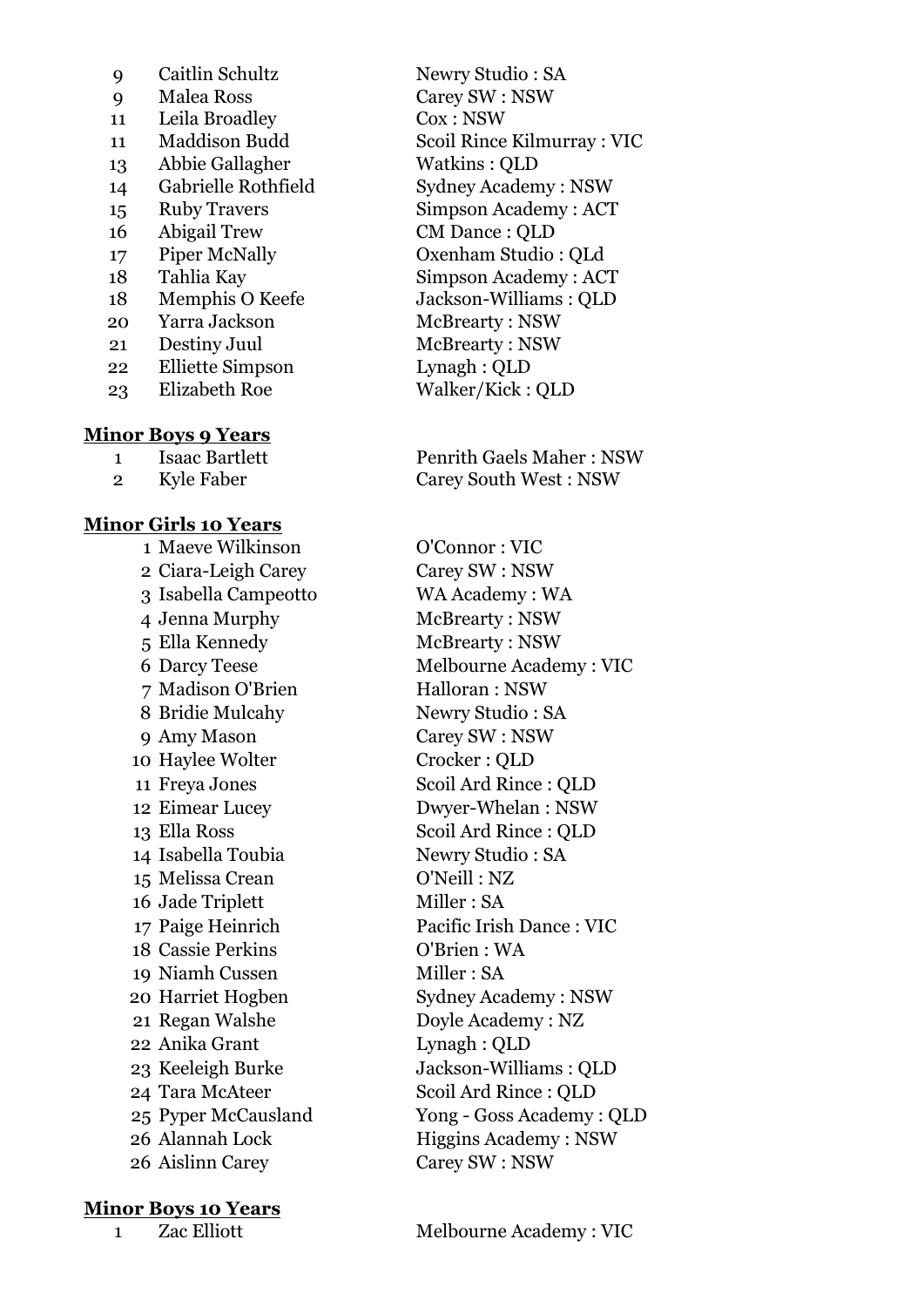| | | |
|---|---|---|
| 9 | Caitlin Schultz | Newry Studio : SA |
| 9 | Malea Ross | Carey SW : NSW |
| 11 | Leila Broadley | Cox : NSW |
| 11 | Maddison Budd | Scoil Rince Kilmurray : VIC |
| 13 | Abbie Gallagher | Watkins : QLD |
| 14 | Gabrielle Rothfield | Sydney Academy : NSW |
| 15 | Ruby Travers | Simpson Academy : ACT |
| 16 | Abigail Trew | CM Dance : QLD |
| 17 | Piper McNally | Oxenham Studio : QLd |
| 18 | Tahlia Kay | Simpson Academy : ACT |
| 18 | Memphis O Keefe | Jackson-Williams : QLD |
| 20 | Yarra Jackson | McBrearty : NSW |
| 21 | Destiny Juul | McBrearty : NSW |
| 22 | Elliette Simpson | Lynagh : QLD |
| 23 | Elizabeth Roe | Walker/Kick : QLD |

**Minor Boys 9 Years**

| | | |
|---|---|---|
| 1 | Isaac Bartlett | Penrith Gaels Maher : NSW |
| 2 | Kyle Faber | Carey South West : NSW |

**Minor Girls 10 Years**

| | | |
|---|---|---|
| 1 | Maeve Wilkinson | O'Connor : VIC |
| 2 | Ciara-Leigh Carey | Carey SW : NSW |
| 3 | Isabella Campeotto | WA Academy : WA |
| 4 | Jenna Murphy | McBrearty : NSW |
| 5 | Ella Kennedy | McBrearty : NSW |
| 6 | Darcy Teese | Melbourne Academy : VIC |
| 7 | Madison O'Brien | Halloran : NSW |
| 8 | Bridie Mulcahy | Newry Studio : SA |
| 9 | Amy Mason | Carey SW : NSW |
| 10 | Haylee Wolter | Crocker : QLD |
| 11 | Freya Jones | Scoil Ard Rince : QLD |
| 12 | Eimear Lucey | Dwyer-Whelan : NSW |
| 13 | Ella Ross | Scoil Ard Rince : QLD |
| 14 | Isabella Toubia | Newry Studio : SA |
| 15 | Melissa Crean | O'Neill : NZ |
| 16 | Jade Triplett | Miller : SA |
| 17 | Paige Heinrich | Pacific Irish Dance : VIC |
| 18 | Cassie Perkins | O'Brien : WA |
| 19 | Niamh Cussen | Miller : SA |
| 20 | Harriet Hogben | Sydney Academy : NSW |
| 21 | Regan Walshe | Doyle Academy : NZ |
| 22 | Anika Grant | Lynagh : QLD |
| 23 | Keeleigh Burke | Jackson-Williams : QLD |
| 24 | Tara McAteer | Scoil Ard Rince : QLD |
| 25 | Pyper McCausland | Yong - Goss Academy : QLD |
| 26 | Alannah Lock | Higgins Academy : NSW |
| 26 | Aislinn Carey | Carey SW : NSW |

**Minor Boys 10 Years**

| | | |
|---|---|---|
| 1 | Zac Elliott | Melbourne Academy : VIC |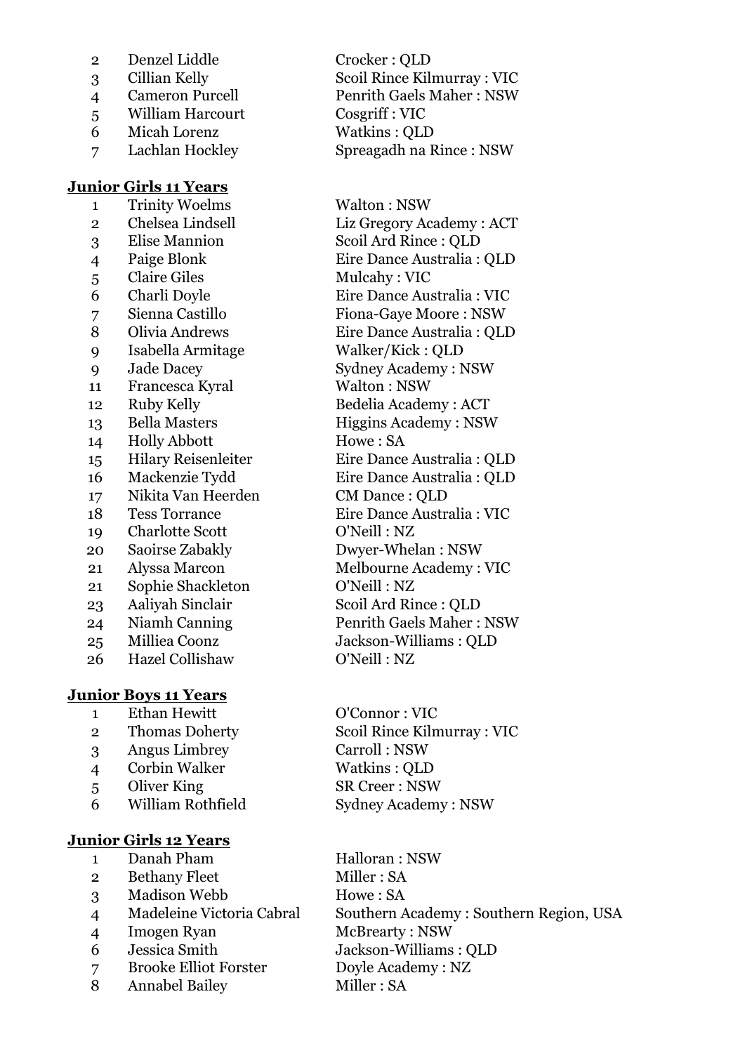| | | |
|---|---|---|
| 2 | Denzel Liddle | Crocker : QLD |
| 3 | Cillian Kelly | Scoil Rince Kilmurray : VIC |
| 4 | Cameron Purcell | Penrith Gaels Maher : NSW |
| 5 | William Harcourt | Cosgriff : VIC |
| 6 | Micah Lorenz | Watkins : QLD |
| 7 | Lachlan Hockley | Spreagadh na Rince : NSW |

**Junior Girls 11 Years**

| | | |
|---|---|---|
| 1 | Trinity Woelms | Walton : NSW |
| 2 | Chelsea Lindsell | Liz Gregory Academy : ACT |
| 3 | Elise Mannion | Scoil Ard Rince : QLD |
| 4 | Paige Blonk | Eire Dance Australia : QLD |
| 5 | Claire Giles | Mulcahy : VIC |
| 6 | Charli Doyle | Eire Dance Australia : VIC |
| 7 | Sienna Castillo | Fiona-Gaye Moore : NSW |
| 8 | Olivia Andrews | Eire Dance Australia : QLD |
| 9 | Isabella Armitage | Walker/Kick : QLD |
| 9 | Jade Dacey | Sydney Academy : NSW |
| 11 | Francesca Kyral | Walton : NSW |
| 12 | Ruby Kelly | Bedelia Academy : ACT |
| 13 | Bella Masters | Higgins Academy : NSW |
| 14 | Holly Abbott | Howe : SA |
| 15 | Hilary Reisenleiter | Eire Dance Australia : QLD |
| 16 | Mackenzie Tydd | Eire Dance Australia : QLD |
| 17 | Nikita Van Heerden | CM Dance : QLD |
| 18 | Tess Torrance | Eire Dance Australia : VIC |
| 19 | Charlotte Scott | O'Neill : NZ |
| 20 | Saoirse Zabakly | Dwyer-Whelan : NSW |
| 21 | Alyssa Marcon | Melbourne Academy : VIC |
| 21 | Sophie Shackleton | O'Neill : NZ |
| 23 | Aaliyah Sinclair | Scoil Ard Rince : QLD |
| 24 | Niamh Canning | Penrith Gaels Maher : NSW |
| 25 | Milliea Coonz | Jackson-Williams : QLD |
| 26 | Hazel Collishaw | O'Neill : NZ |

**Junior Boys 11 Years**

| | | |
|---|---|---|
| 1 | Ethan Hewitt | O'Connor : VIC |
| 2 | Thomas Doherty | Scoil Rince Kilmurray : VIC |
| 3 | Angus Limbrey | Carroll : NSW |
| 4 | Corbin Walker | Watkins : QLD |
| 5 | Oliver King | SR Creer : NSW |
| 6 | William Rothfield | Sydney Academy : NSW |

**Junior Girls 12 Years**

| | | |
|---|---|---|
| 1 | Danah Pham | Halloran : NSW |
| 2 | Bethany Fleet | Miller : SA |
| 3 | Madison Webb | Howe : SA |
| 4 | Madeleine Victoria Cabral | Southern Academy : Southern Region, USA |
| 4 | Imogen Ryan | McBrearty : NSW |
| 6 | Jessica Smith | Jackson-Williams : QLD |
| 7 | Brooke Elliot Forster | Doyle Academy : NZ |
| 8 | Annabel Bailey | Miller : SA |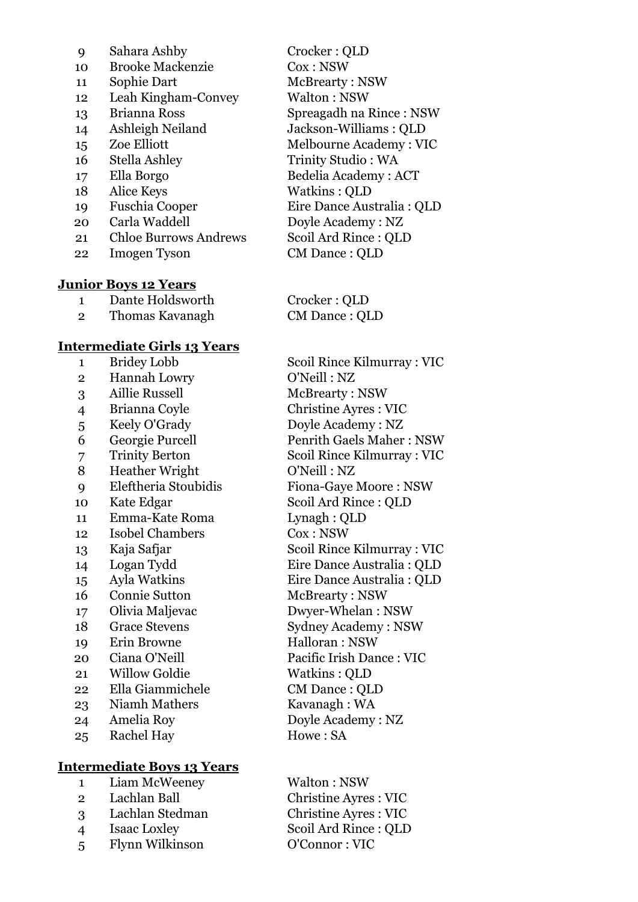| | | |
|---|---|---|
| 9 | Sahara Ashby | Crocker : QLD |
| 10 | Brooke Mackenzie | Cox : NSW |
| 11 | Sophie Dart | McBrearty : NSW |
| 12 | Leah Kingham-Convey | Walton : NSW |
| 13 | Brianna Ross | Spreagadh na Rince : NSW |
| 14 | Ashleigh Neiland | Jackson-Williams : QLD |
| 15 | Zoe Elliott | Melbourne Academy : VIC |
| 16 | Stella Ashley | Trinity Studio : WA |
| 17 | Ella Borgo | Bedelia Academy : ACT |
| 18 | Alice Keys | Watkins : QLD |
| 19 | Fuschia Cooper | Eire Dance Australia : QLD |
| 20 | Carla Waddell | Doyle Academy : NZ |
| 21 | Chloe Burrows Andrews | Scoil Ard Rince : QLD |
| 22 | Imogen Tyson | CM Dance : QLD |

**Junior Boys 12 Years**

| | | |
|---|---|---|
| 1 | Dante Holdsworth | Crocker : QLD |
| 2 | Thomas Kavanagh | CM Dance : QLD |

**Intermediate Girls 13 Years**

| | | |
|---|---|---|
| 1 | Bridey Lobb | Scoil Rince Kilmurray : VIC |
| 2 | Hannah Lowry | O'Neill : NZ |
| 3 | Aillie Russell | McBrearty : NSW |
| 4 | Brianna Coyle | Christine Ayres : VIC |
| 5 | Keely O'Grady | Doyle Academy : NZ |
| 6 | Georgie Purcell | Penrith Gaels Maher : NSW |
| 7 | Trinity Berton | Scoil Rince Kilmurray : VIC |
| 8 | Heather Wright | O'Neill : NZ |
| 9 | Eleftheria Stoubidis | Fiona-Gaye Moore : NSW |
| 10 | Kate Edgar | Scoil Ard Rince : QLD |
| 11 | Emma-Kate Roma | Lynagh : QLD |
| 12 | Isobel Chambers | Cox : NSW |
| 13 | Kaja Safjar | Scoil Rince Kilmurray : VIC |
| 14 | Logan Tydd | Eire Dance Australia : QLD |
| 15 | Ayla Watkins | Eire Dance Australia : QLD |
| 16 | Connie Sutton | McBrearty : NSW |
| 17 | Olivia Maljevac | Dwyer-Whelan : NSW |
| 18 | Grace Stevens | Sydney Academy : NSW |
| 19 | Erin Browne | Halloran : NSW |
| 20 | Ciana O'Neill | Pacific Irish Dance : VIC |
| 21 | Willow Goldie | Watkins : QLD |
| 22 | Ella Giammichele | CM Dance : QLD |
| 23 | Niamh Mathers | Kavanagh : WA |
| 24 | Amelia Roy | Doyle Academy : NZ |
| 25 | Rachel Hay | Howe : SA |

**Intermediate Boys 13 Years**

| | | |
|---|---|---|
| 1 | Liam McWeeney | Walton : NSW |
| 2 | Lachlan Ball | Christine Ayres : VIC |
| 3 | Lachlan Stedman | Christine Ayres : VIC |
| 4 | Isaac Loxley | Scoil Ard Rince : QLD |
| 5 | Flynn Wilkinson | O'Connor : VIC |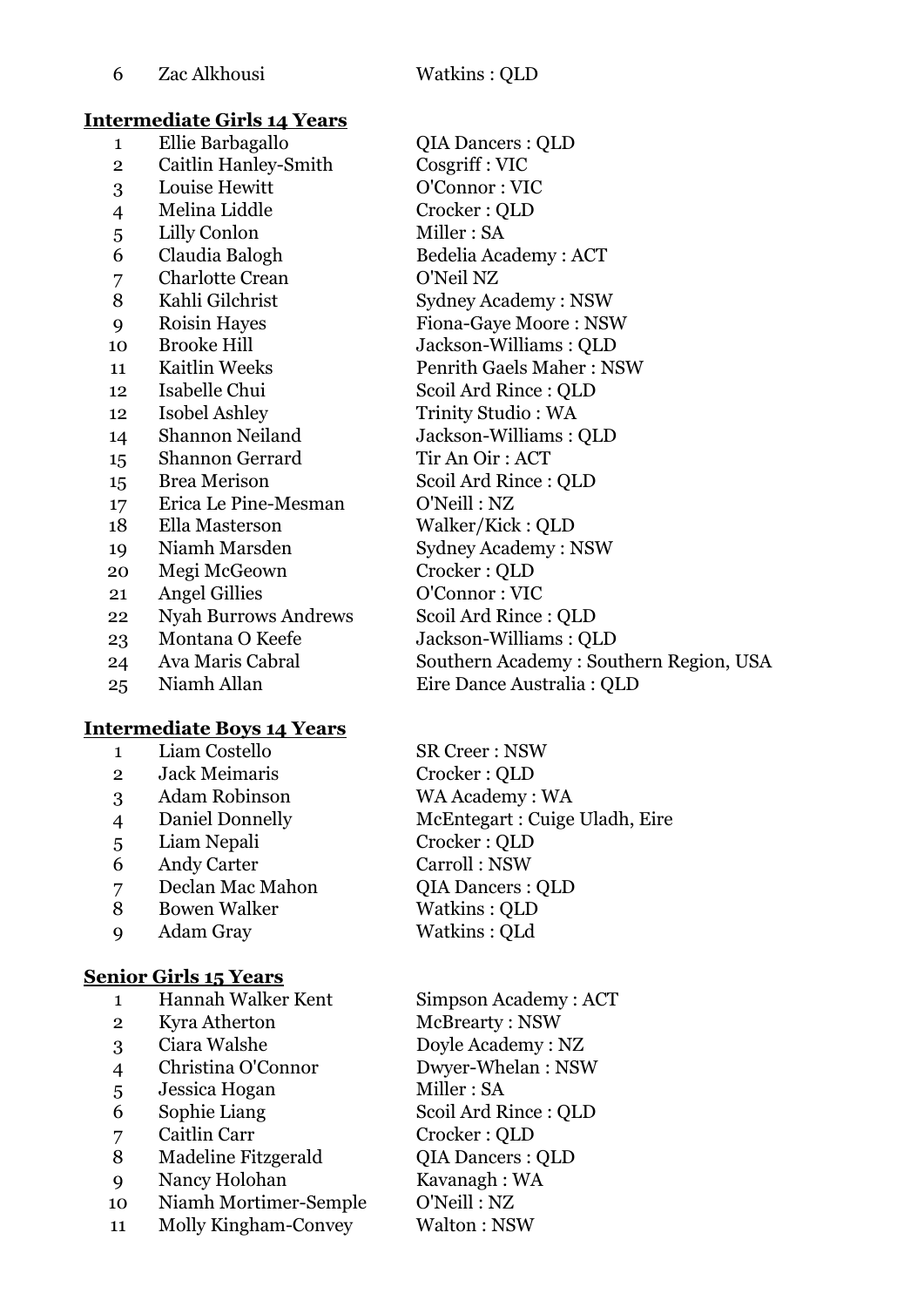| | | |
|---|---|---|
| 6 | Zac Alkhousi | Watkins : QLD |

**Intermediate Girls 14 Years**

| | | |
|---|---|---|
| 1 | Ellie Barbagallo | QIA Dancers : QLD |
| 2 | Caitlin Hanley-Smith | Cosgriff : VIC |
| 3 | Louise Hewitt | O'Connor : VIC |
| 4 | Melina Liddle | Crocker : QLD |
| 5 | Lilly Conlon | Miller : SA |
| 6 | Claudia Balogh | Bedelia Academy : ACT |
| 7 | Charlotte Crean | O'Neil NZ |
| 8 | Kahli Gilchrist | Sydney Academy : NSW |
| 9 | Roisin Hayes | Fiona-Gaye Moore : NSW |
| 10 | Brooke Hill | Jackson-Williams : QLD |
| 11 | Kaitlin Weeks | Penrith Gaels Maher : NSW |
| 12 | Isabelle Chui | Scoil Ard Rince : QLD |
| 12 | Isobel Ashley | Trinity Studio : WA |
| 14 | Shannon Neiland | Jackson-Williams : QLD |
| 15 | Shannon Gerrard | Tir An Oir : ACT |
| 15 | Brea Merison | Scoil Ard Rince : QLD |
| 17 | Erica Le Pine-Mesman | O'Neill : NZ |
| 18 | Ella Masterson | Walker/Kick : QLD |
| 19 | Niamh Marsden | Sydney Academy : NSW |
| 20 | Megi McGeown | Crocker : QLD |
| 21 | Angel Gillies | O'Connor : VIC |
| 22 | Nyah Burrows Andrews | Scoil Ard Rince : QLD |
| 23 | Montana O Keefe | Jackson-Williams : QLD |
| 24 | Ava Maris Cabral | Southern Academy : Southern Region, USA |
| 25 | Niamh Allan | Eire Dance Australia : QLD |

**Intermediate Boys 14 Years**

| | | |
|---|---|---|
| 1 | Liam Costello | SR Creer : NSW |
| 2 | Jack Meimaris | Crocker : QLD |
| 3 | Adam Robinson | WA Academy : WA |
| 4 | Daniel Donnelly | McEntegart : Cuige Uladh, Eire |
| 5 | Liam Nepali | Crocker : QLD |
| 6 | Andy Carter | Carroll : NSW |
| 7 | Declan Mac Mahon | QIA Dancers : QLD |
| 8 | Bowen Walker | Watkins : QLD |
| 9 | Adam Gray | Watkins : QLd |

**Senior Girls 15 Years**

| | | |
|---|---|---|
| 1 | Hannah Walker Kent | Simpson Academy : ACT |
| 2 | Kyra Atherton | McBrearty : NSW |
| 3 | Ciara Walshe | Doyle Academy : NZ |
| 4 | Christina O'Connor | Dwyer-Whelan : NSW |
| 5 | Jessica Hogan | Miller : SA |
| 6 | Sophie Liang | Scoil Ard Rince : QLD |
| 7 | Caitlin Carr | Crocker : QLD |
| 8 | Madeline Fitzgerald | QIA Dancers : QLD |
| 9 | Nancy Holohan | Kavanagh : WA |
| 10 | Niamh Mortimer-Semple | O'Neill : NZ |
| 11 | Molly Kingham-Convey | Walton : NSW |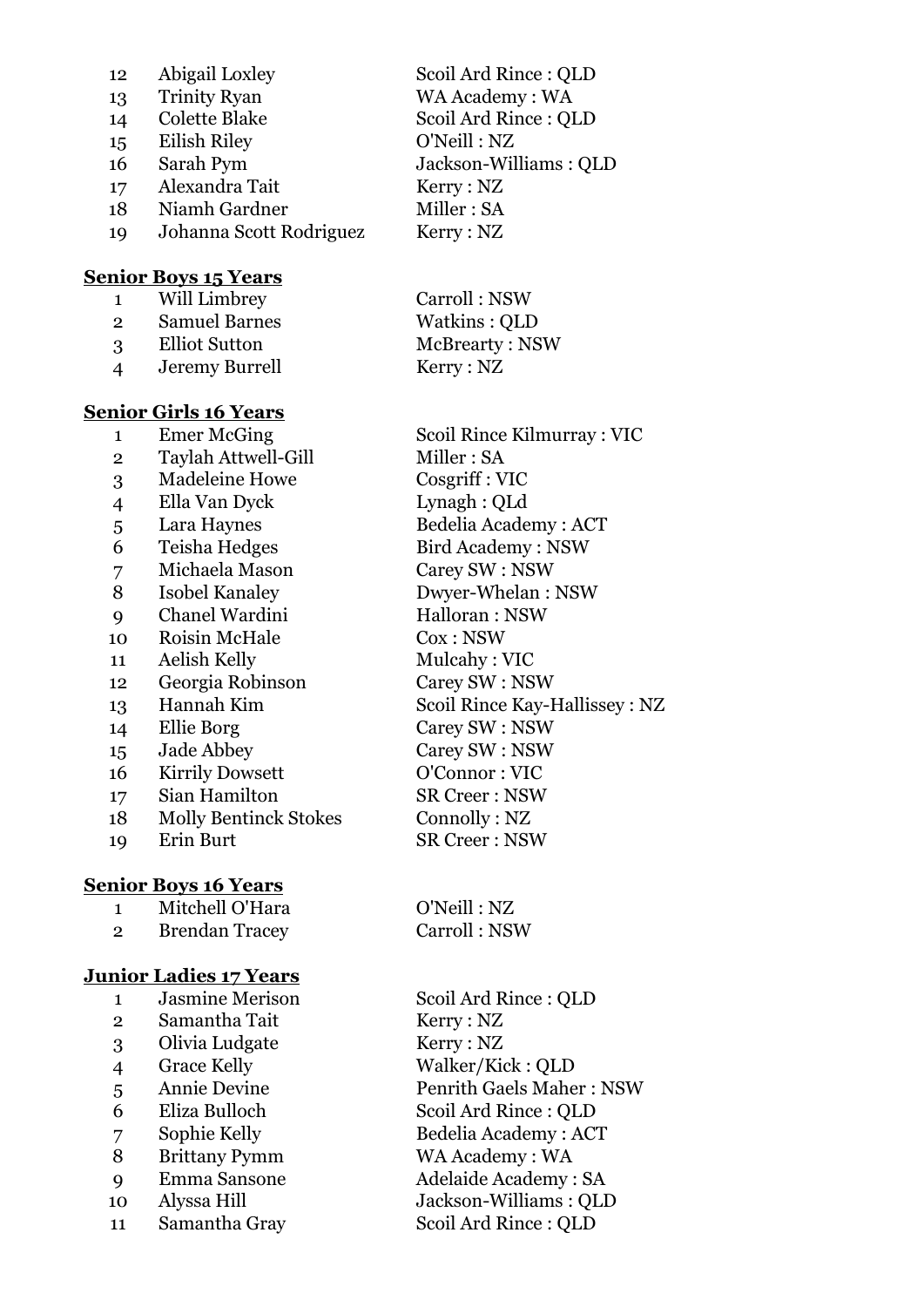| | | |
|---|---|---|
| 12 | Abigail Loxley | Scoil Ard Rince : QLD |
| 13 | Trinity Ryan | WA Academy : WA |
| 14 | Colette Blake | Scoil Ard Rince : QLD |
| 15 | Eilish Riley | O'Neill : NZ |
| 16 | Sarah Pym | Jackson-Williams : QLD |
| 17 | Alexandra Tait | Kerry : NZ |
| 18 | Niamh Gardner | Miller : SA |
| 19 | Johanna Scott Rodriguez | Kerry : NZ |

**Senior Boys 15 Years**

| | | |
|---|---|---|
| 1 | Will Limbrey | Carroll : NSW |
| 2 | Samuel Barnes | Watkins : QLD |
| 3 | Elliot Sutton | McBrearty : NSW |
| 4 | Jeremy Burrell | Kerry : NZ |

**Senior Girls 16 Years**

| | | |
|---|---|---|
| 1 | Emer McGing | Scoil Rince Kilmurray : VIC |
| 2 | Taylah Attwell-Gill | Miller : SA |
| 3 | Madeleine Howe | Cosgriff : VIC |
| 4 | Ella Van Dyck | Lynagh : QLd |
| 5 | Lara Haynes | Bedelia Academy : ACT |
| 6 | Teisha Hedges | Bird Academy : NSW |
| 7 | Michaela Mason | Carey SW : NSW |
| 8 | Isobel Kanaley | Dwyer-Whelan : NSW |
| 9 | Chanel Wardini | Halloran : NSW |
| 10 | Roisin McHale | Cox : NSW |
| 11 | Aelish Kelly | Mulcahy : VIC |
| 12 | Georgia Robinson | Carey SW : NSW |
| 13 | Hannah Kim | Scoil Rince Kay-Hallissey : NZ |
| 14 | Ellie Borg | Carey SW : NSW |
| 15 | Jade Abbey | Carey SW : NSW |
| 16 | Kirrily Dowsett | O'Connor : VIC |
| 17 | Sian Hamilton | SR Creer : NSW |
| 18 | Molly Bentinck Stokes | Connolly : NZ |
| 19 | Erin Burt | SR Creer : NSW |

**Senior Boys 16 Years**

| | | |
|---|---|---|
| 1 | Mitchell O'Hara | O'Neill : NZ |
| 2 | Brendan Tracey | Carroll : NSW |

**Junior Ladies 17 Years**

| | | |
|---|---|---|
| 1 | Jasmine Merison | Scoil Ard Rince : QLD |
| 2 | Samantha Tait | Kerry : NZ |
| 3 | Olivia Ludgate | Kerry : NZ |
| 4 | Grace Kelly | Walker/Kick : QLD |
| 5 | Annie Devine | Penrith Gaels Maher : NSW |
| 6 | Eliza Bulloch | Scoil Ard Rince : QLD |
| 7 | Sophie Kelly | Bedelia Academy : ACT |
| 8 | Brittany Pymm | WA Academy : WA |
| 9 | Emma Sansone | Adelaide Academy : SA |
| 10 | Alyssa Hill | Jackson-Williams : QLD |
| 11 | Samantha Gray | Scoil Ard Rince : QLD |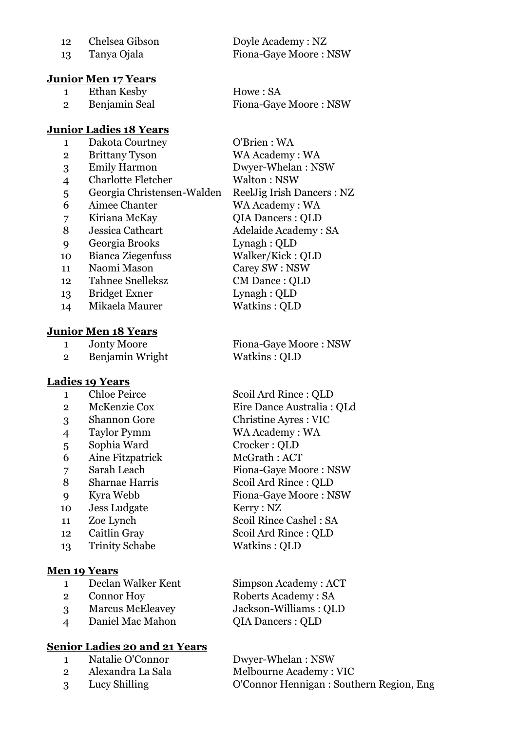| | | |
|---|---|---|
| 12 | Chelsea Gibson | Doyle Academy : NZ |
| 13 | Tanya Ojala | Fiona-Gaye Moore : NSW |

**Junior Men 17 Years**

| | | |
|---|---|---|
| 1 | Ethan Kesby | Howe : SA |
| 2 | Benjamin Seal | Fiona-Gaye Moore : NSW |

**Junior Ladies 18 Years**

| | | |
|---|---|---|
| 1 | Dakota Courtney | O'Brien : WA |
| 2 | Brittany Tyson | WA Academy : WA |
| 3 | Emily Harmon | Dwyer-Whelan : NSW |
| 4 | Charlotte Fletcher | Walton : NSW |
| 5 | Georgia Christensen-Walden | ReelJig Irish Dancers : NZ |
| 6 | Aimee Chanter | WA Academy : WA |
| 7 | Kiriana McKay | QIA Dancers : QLD |
| 8 | Jessica Cathcart | Adelaide Academy : SA |
| 9 | Georgia Brooks | Lynagh : QLD |
| 10 | Bianca Ziegenfuss | Walker/Kick : QLD |
| 11 | Naomi Mason | Carey SW : NSW |
| 12 | Tahnee Snelleksz | CM Dance : QLD |
| 13 | Bridget Exner | Lynagh : QLD |
| 14 | Mikaela Maurer | Watkins : QLD |

**Junior Men 18 Years**

| | | |
|---|---|---|
| 1 | Jonty Moore | Fiona-Gaye Moore : NSW |
| 2 | Benjamin Wright | Watkins : QLD |

**Ladies 19 Years**

| | | |
|---|---|---|
| 1 | Chloe Peirce | Scoil Ard Rince : QLD |
| 2 | McKenzie Cox | Eire Dance Australia : QLd |
| 3 | Shannon Gore | Christine Ayres : VIC |
| 4 | Taylor Pymm | WA Academy : WA |
| 5 | Sophia Ward | Crocker : QLD |
| 6 | Aine Fitzpatrick | McGrath : ACT |
| 7 | Sarah Leach | Fiona-Gaye Moore : NSW |
| 8 | Sharnae Harris | Scoil Ard Rince : QLD |
| 9 | Kyra Webb | Fiona-Gaye Moore : NSW |
| 10 | Jess Ludgate | Kerry : NZ |
| 11 | Zoe Lynch | Scoil Rince Cashel : SA |
| 12 | Caitlin Gray | Scoil Ard Rince : QLD |
| 13 | Trinity Schabe | Watkins : QLD |

**Men 19 Years**

| | | |
|---|---|---|
| 1 | Declan Walker Kent | Simpson Academy : ACT |
| 2 | Connor Hoy | Roberts Academy : SA |
| 3 | Marcus McEleavey | Jackson-Williams : QLD |
| 4 | Daniel Mac Mahon | QIA Dancers : QLD |

**Senior Ladies 20 and 21 Years**

| | | |
|---|---|---|
| 1 | Natalie O'Connor | Dwyer-Whelan : NSW |
| 2 | Alexandra La Sala | Melbourne Academy : VIC |
| 3 | Lucy Shilling | O'Connor Hennigan : Southern Region, Eng |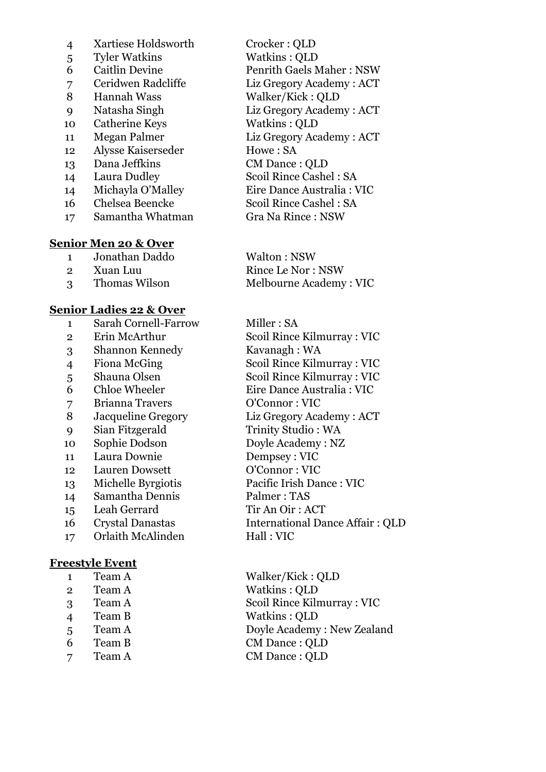| | | |
|---|---|---|
| 4 | Xartiese Holdsworth | Crocker : QLD |
| 5 | Tyler Watkins | Watkins : QLD |
| 6 | Caitlin Devine | Penrith Gaels Maher : NSW |
| 7 | Ceridwen Radcliffe | Liz Gregory Academy : ACT |
| 8 | Hannah Wass | Walker/Kick : QLD |
| 9 | Natasha Singh | Liz Gregory Academy : ACT |
| 10 | Catherine Keys | Watkins : QLD |
| 11 | Megan Palmer | Liz Gregory Academy : ACT |
| 12 | Alysse Kaiserseder | Howe : SA |
| 13 | Dana Jeffkins | CM Dance : QLD |
| 14 | Laura Dudley | Scoil Rince Cashel : SA |
| 14 | Michayla O'Malley | Eire Dance Australia : VIC |
| 16 | Chelsea Beencke | Scoil Rince Cashel : SA |
| 17 | Samantha Whatman | Gra Na Rince : NSW |

**Senior Men 20 & Over**

| | | |
|---|---|---|
| 1 | Jonathan Daddo | Walton : NSW |
| 2 | Xuan Luu | Rince Le Nor : NSW |
| 3 | Thomas Wilson | Melbourne Academy : VIC |

**Senior Ladies 22 & Over**

| | | |
|---|---|---|
| 1 | Sarah Cornell-Farrow | Miller : SA |
| 2 | Erin McArthur | Scoil Rince Kilmurray : VIC |
| 3 | Shannon Kennedy | Kavanagh : WA |
| 4 | Fiona McGing | Scoil Rince Kilmurray : VIC |
| 5 | Shauna Olsen | Scoil Rince Kilmurray : VIC |
| 6 | Chloe Wheeler | Eire Dance Australia : VIC |
| 7 | Brianna Travers | O'Connor : VIC |
| 8 | Jacqueline Gregory | Liz Gregory Academy : ACT |
| 9 | Sian Fitzgerald | Trinity Studio : WA |
| 10 | Sophie Dodson | Doyle Academy : NZ |
| 11 | Laura Downie | Dempsey : VIC |
| 12 | Lauren Dowsett | O'Connor : VIC |
| 13 | Michelle Byrgiotis | Pacific Irish Dance : VIC |
| 14 | Samantha Dennis | Palmer : TAS |
| 15 | Leah Gerrard | Tir An Oir : ACT |
| 16 | Crystal Danastas | International Dance Affair : QLD |
| 17 | Orlaith McAlinden | Hall : VIC |

**Freestyle Event**

| | | |
|---|---|---|
| 1 | Team A | Walker/Kick : QLD |
| 2 | Team A | Watkins : QLD |
| 3 | Team A | Scoil Rince Kilmurray : VIC |
| 4 | Team B | Watkins : QLD |
| 5 | Team A | Doyle Academy : New Zealand |
| 6 | Team B | CM Dance : QLD |
| 7 | Team A | CM Dance : QLD |